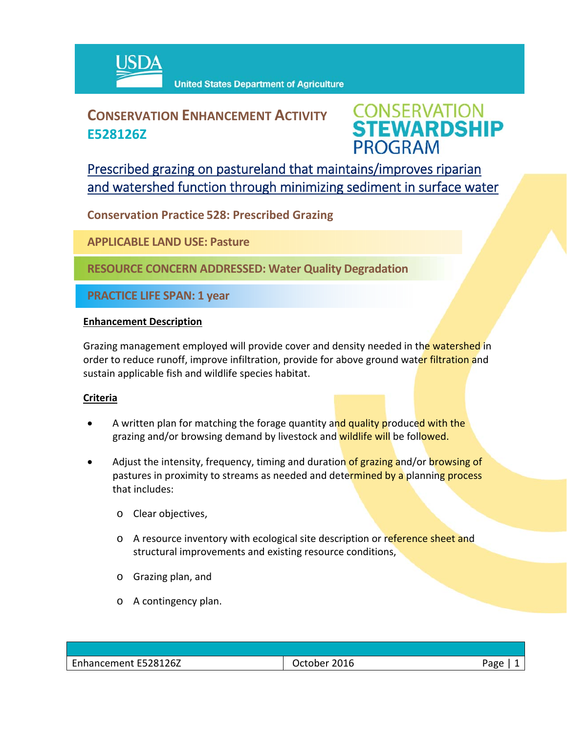USDA United States Department of Agriculture

# CONSERVATION ENHANCEMENT ACTIVITY E528126Z

CONSERVATION STEWARDSHIP PROGRAM

## Prescribed grazing on pastureland that maintains/improves riparian and watershed function through minimizing sediment in surface water

**Conservation Practice 528: Prescribed Grazing**

**APPLICABLE LAND USE: Pasture**

**RESOURCE CONCERN ADDRESSED: Water Quality Degradation**

**PRACTICE LIFE SPAN: 1 year**

### Enhancement Description

Grazing management employed will provide cover and density needed in the watershed in order to reduce runoff, improve infiltration, provide for above ground water filtration and sustain applicable fish and wildlife species habitat.

### Criteria

- A written plan for matching the forage quantity and quality produced with the grazing and/or browsing demand by livestock and wildlife will be followed.
- Adjust the intensity, frequency, timing and duration of grazing and/or browsing of pastures in proximity to streams as needed and determined by a planning process that includes:
  - Clear objectives,
  - A resource inventory with ecological site description or reference sheet and structural improvements and existing resource conditions,
  - Grazing plan, and
  - A contingency plan.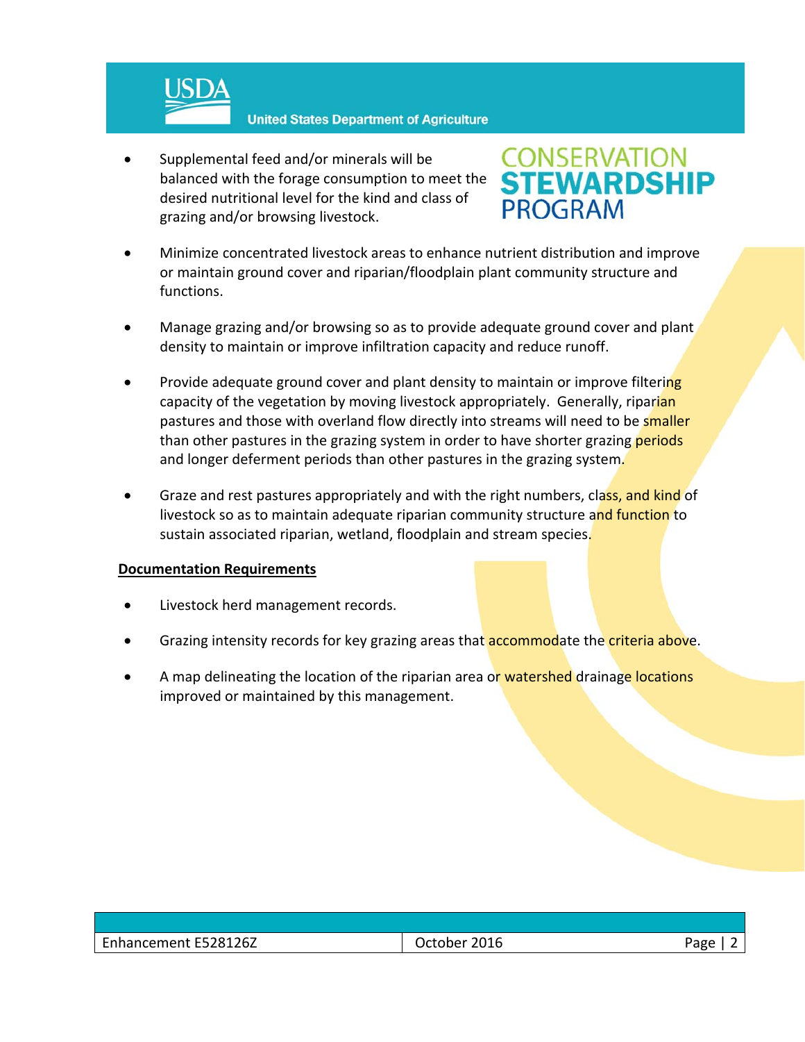- Supplemental feed and/or minerals will be balanced with the forage consumption to meet the desired nutritional level for the kind and class of grazing and/or browsing livestock.

- Minimize concentrated livestock areas to enhance nutrient distribution and improve or maintain ground cover and riparian/floodplain plant community structure and functions.

- Manage grazing and/or browsing so as to provide adequate ground cover and plant density to maintain or improve infiltration capacity and reduce runoff.

- Provide adequate ground cover and plant density to maintain or improve filtering capacity of the vegetation by moving livestock appropriately. Generally, riparian pastures and those with overland flow directly into streams will need to be smaller than other pastures in the grazing system in order to have shorter grazing periods and longer deferment periods than other pastures in the grazing system.

- Graze and rest pastures appropriately and with the right numbers, class, and kind of livestock so as to maintain adequate riparian community structure and function to sustain associated riparian, wetland, floodplain and stream species.

**Documentation Requirements**

- Livestock herd management records.

- Grazing intensity records for key grazing areas that accommodate the criteria above.

- A map delineating the location of the riparian area or watershed drainage locations improved or maintained by this management.